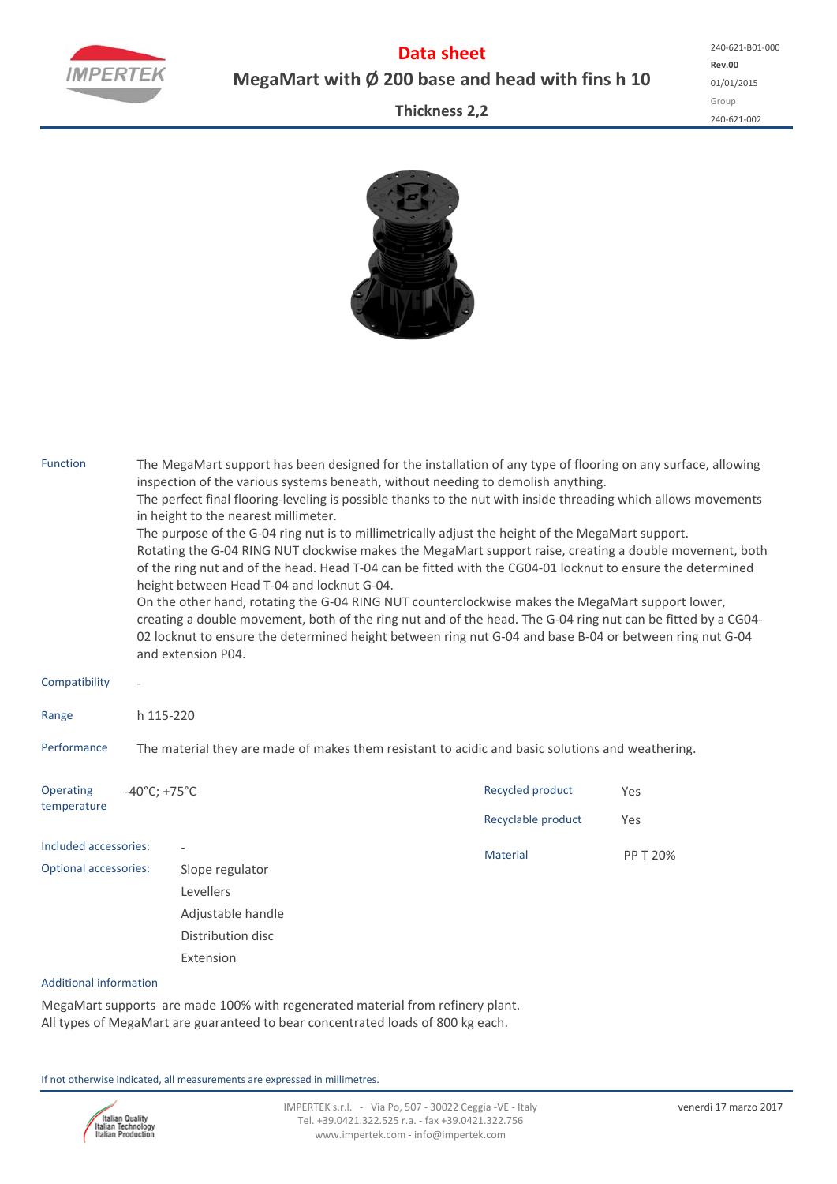# Data sheet

## MegaMart with Ø 200 base and head with fins h 10

### Thickness 2,2

240-621-B01-000
**Rev.00**
01/01/2015
Group
240-621-002

**Function**

The MegaMart support has been designed for the installation of any type of flooring on any surface, allowing inspection of the various systems beneath, without needing to demolish anything.
The perfect final flooring-leveling is possible thanks to the nut with inside threading which allows movements in height to the nearest millimeter.
The purpose of the G-04 ring nut is to millimetrically adjust the height of the MegaMart support.
Rotating the G-04 RING NUT clockwise makes the MegaMart support raise, creating a double movement, both of the ring nut and of the head. Head T-04 can be fitted with the CG04-01 locknut to ensure the determined height between Head T-04 and locknut G-04.
On the other hand, rotating the G-04 RING NUT counterclockwise makes the MegaMart support lower, creating a double movement, both of the ring nut and of the head. The G-04 ring nut can be fitted by a CG04-02 locknut to ensure the determined height between ring nut G-04 and base B-04 or between ring nut G-04 and extension P04.

**Compatibility** -

**Range** h 115-220

**Performance** The material they are made of makes them resistant to acidic and basic solutions and weathering.

**Operating temperature** -40°C; +75°C

**Recycled product** Yes

**Recyclable product** Yes

**Material** PP T 20%

**Included accessories:** -

**Optional accessories:**
- Slope regulator
- Levellers
- Adjustable handle
- Distribution disc
- Extension

**Additional information**

MegaMart supports are made 100% with regenerated material from refinery plant.
All types of MegaMart are guaranteed to bear concentrated loads of 800 kg each.

If not otherwise indicated, all measurements are expressed in millimetres.

IMPERTEK s.r.l. - Via Po, 507 - 30022 Ceggia -VE - Italy
Tel. +39.0421.322.525 r.a. - fax +39.0421.322.756
www.impertek.com - info@impertek.com

venerdì 17 marzo 2017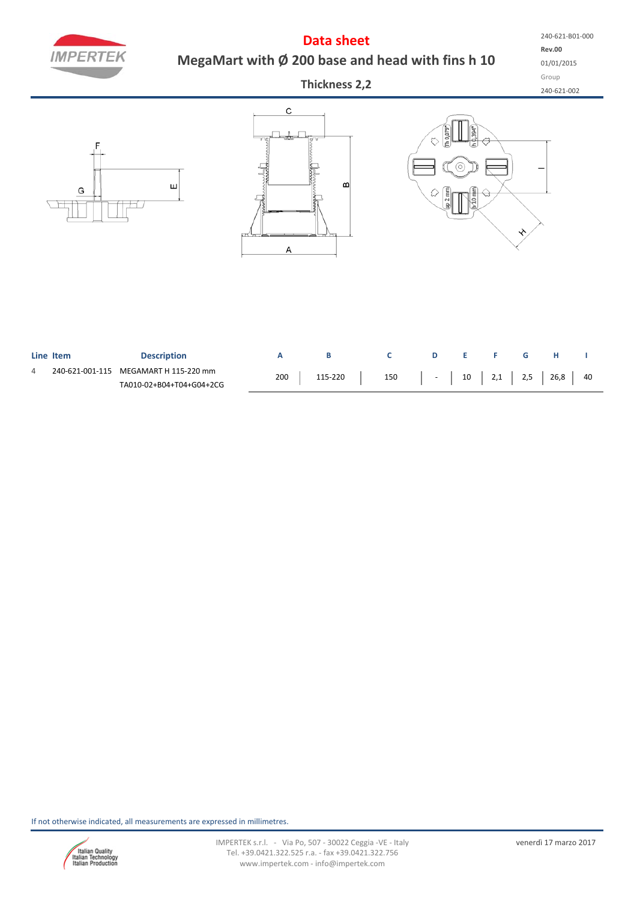# Data sheet

## MegaMart with Ø 200 base and head with fins h 10

### Thickness 2,2

240-621-B01-000
**Rev.00**
01/01/2015
Group
240-621-002

| Line | Item | Description | A | B | C | D | E | F | G | H | I |
|---|---|---|---|---|---|---|---|---|---|---|---|
| 4 | 240-621-001-115 | MEGAMART H 115-220 mm TA010-02+B04+T04+G04+2CG | 200 | 115-220 | 150 | - | 10 | 2,1 | 2,5 | 26,8 | 40 |

If not otherwise indicated, all measurements are expressed in millimetres.

IMPERTEK s.r.l. - Via Po, 507 - 30022 Ceggia -VE - Italy
Tel. +39.0421.322.525 r.a. - fax +39.0421.322.756
www.impertek.com - info@impertek.com

venerdì 17 marzo 2017